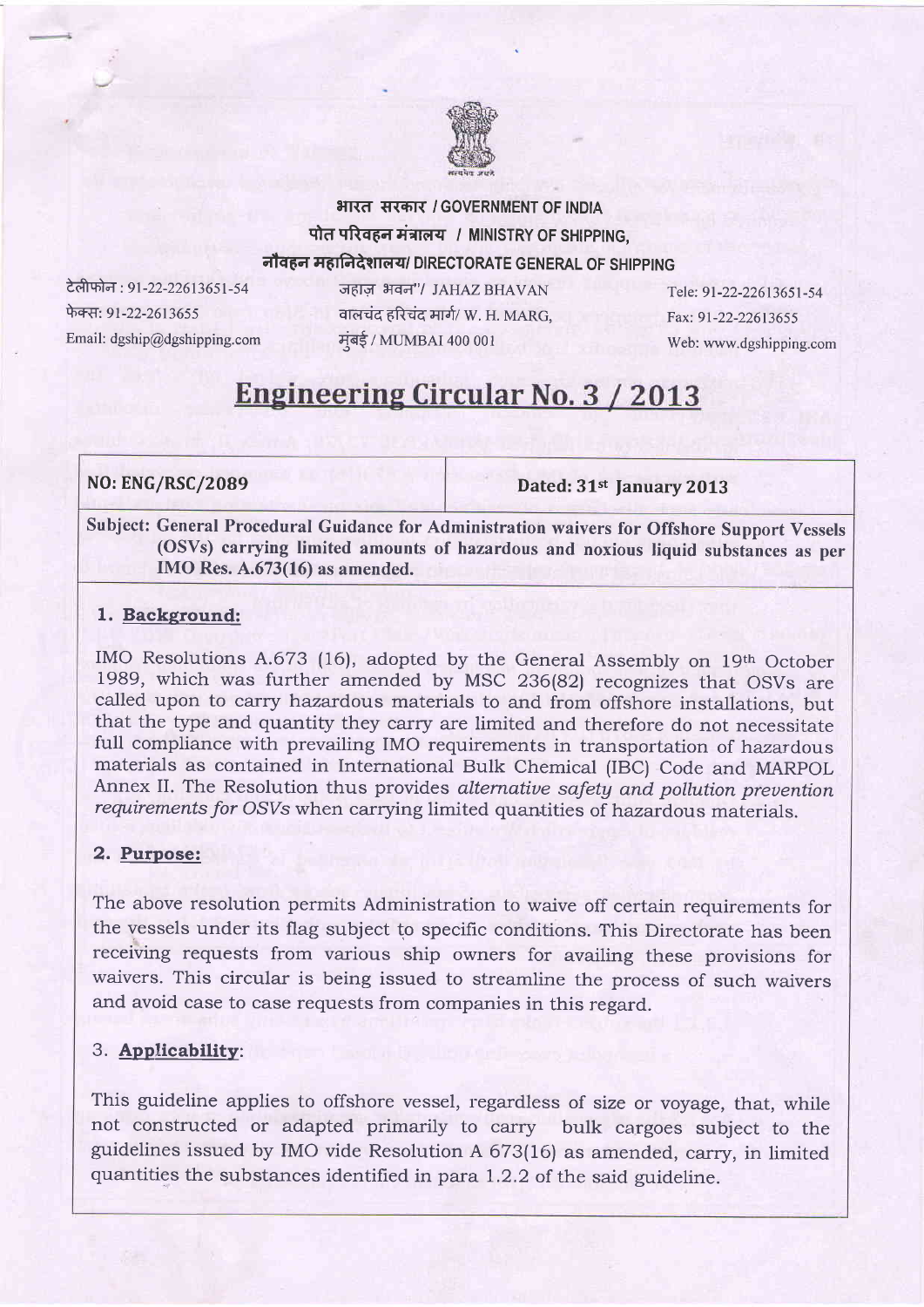भारत सरकार / GOVERNMENT OF INDIA

पोत परिवहन मंत्रालय / MINISTRY OF SHIPPING,

नौवहन महानिदेशालय/ DIRECTORATE GENERAL OF SHIPPING

| | | |
|---|---|---|
| टेलीफोन : 91-22-22613651-54 | जहाज़ भवन"/ JAHAZ BHAVAN | Tele: 91-22-22613651-54 |
| फेक्स: 91-22-2613655 | वालचंद हरिचंद मार्ग/ W. H. MARG, | Fax: 91-22-22613655 |
| Email: dgship@dgshipping.com | मुंबई / MUMBAI 400 001 | Web: www.dgshipping.com |

# Engineering Circular No. 3 / 2013

| **NO: ENG/RSC/2089** | **Dated: 31st January 2013** |
|---|---|

**Subject: General Procedural Guidance for Administration waivers for Offshore Support Vessels (OSVs) carrying limited amounts of hazardous and noxious liquid substances as per IMO Res. A.673(16) as amended.**

## 1. Background:

IMO Resolutions A.673 (16), adopted by the General Assembly on 19th October 1989, which was further amended by MSC 236(82) recognizes that OSVs are called upon to carry hazardous materials to and from offshore installations, but that the type and quantity they carry are limited and therefore do not necessitate full compliance with prevailing IMO requirements in transportation of hazardous materials as contained in International Bulk Chemical (IBC) Code and MARPOL Annex II. The Resolution thus provides *alternative safety and pollution prevention requirements for OSVs* when carrying limited quantities of hazardous materials.

## 2. Purpose:

The above resolution permits Administration to waive off certain requirements for the vessels under its flag subject to specific conditions. This Directorate has been receiving requests from various ship owners for availing these provisions for waivers. This circular is being issued to streamline the process of such waivers and avoid case to case requests from companies in this regard.

## 3. Applicability:

This guideline applies to offshore vessel, regardless of size or voyage, that, while not constructed or adapted primarily to carry bulk cargoes subject to the guidelines issued by IMO vide Resolution A 673(16) as amended, carry, in limited quantities the substances identified in para 1.2.2 of the said guideline.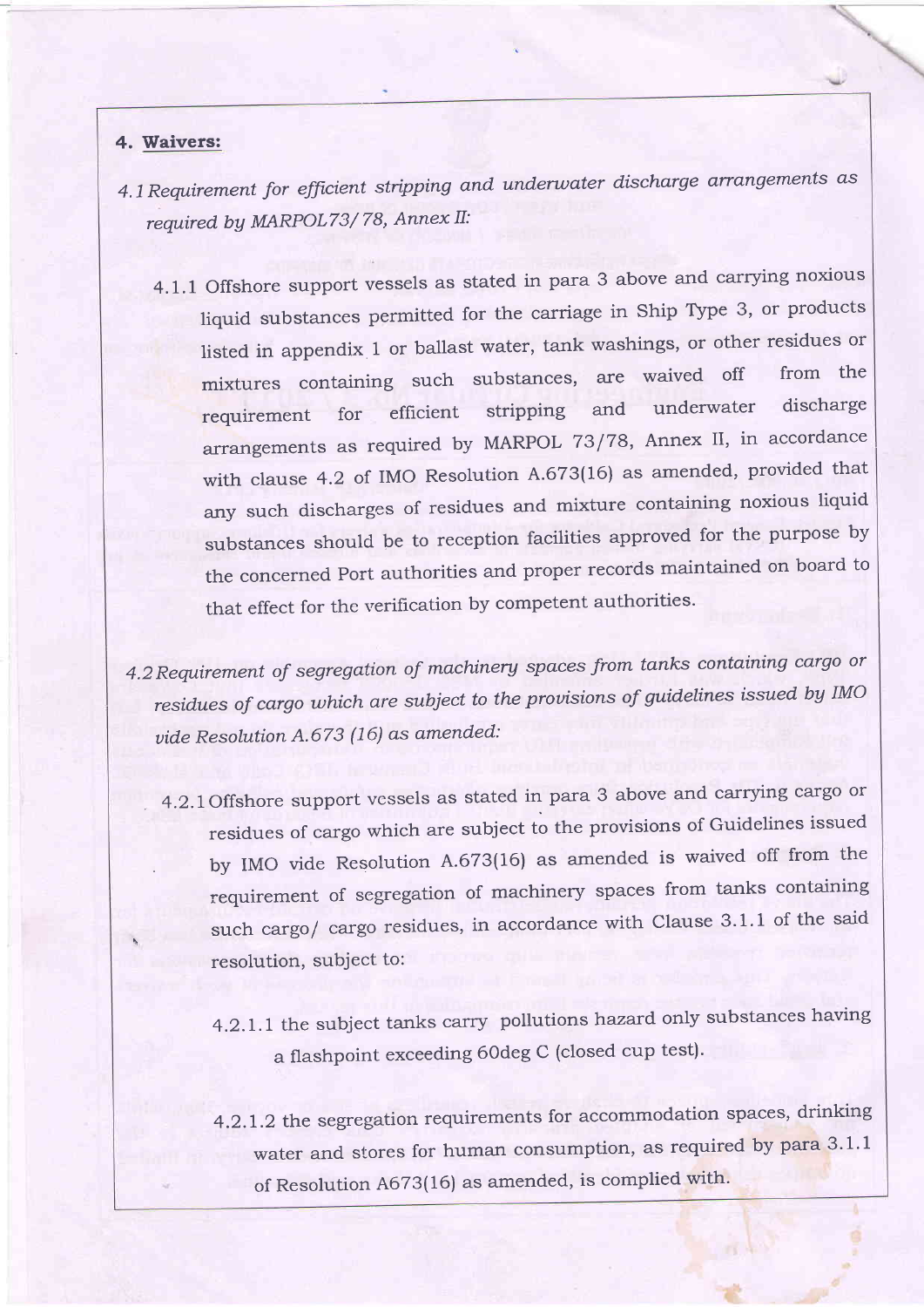**4. Waivers:**

*4.1 Requirement for efficient stripping and underwater discharge arrangements as required by MARPOL73/78, Annex II:*

4.1.1 Offshore support vessels as stated in para 3 above and carrying noxious liquid substances permitted for the carriage in Ship Type 3, or products listed in appendix 1 or ballast water, tank washings, or other residues or mixtures containing such substances, are waived off from the requirement for efficient stripping and underwater discharge arrangements as required by MARPOL 73/78, Annex II, in accordance with clause 4.2 of IMO Resolution A.673(16) as amended, provided that any such discharges of residues and mixture containing noxious liquid substances should be to reception facilities approved for the purpose by the concerned Port authorities and proper records maintained on board to that effect for the verification by competent authorities.

*4.2 Requirement of segregation of machinery spaces from tanks containing cargo or residues of cargo which are subject to the provisions of guidelines issued by IMO vide Resolution A.673 (16) as amended:*

4.2.1 Offshore support vessels as stated in para 3 above and carrying cargo or residues of cargo which are subject to the provisions of Guidelines issued by IMO vide Resolution A.673(16) as amended is waived off from the requirement of segregation of machinery spaces from tanks containing such cargo/ cargo residues, in accordance with Clause 3.1.1 of the said resolution, subject to:

4.2.1.1 the subject tanks carry pollutions hazard only substances having a flashpoint exceeding 60deg C (closed cup test).

4.2.1.2 the segregation requirements for accommodation spaces, drinking water and stores for human consumption, as required by para 3.1.1 of Resolution A673(16) as amended, is complied with.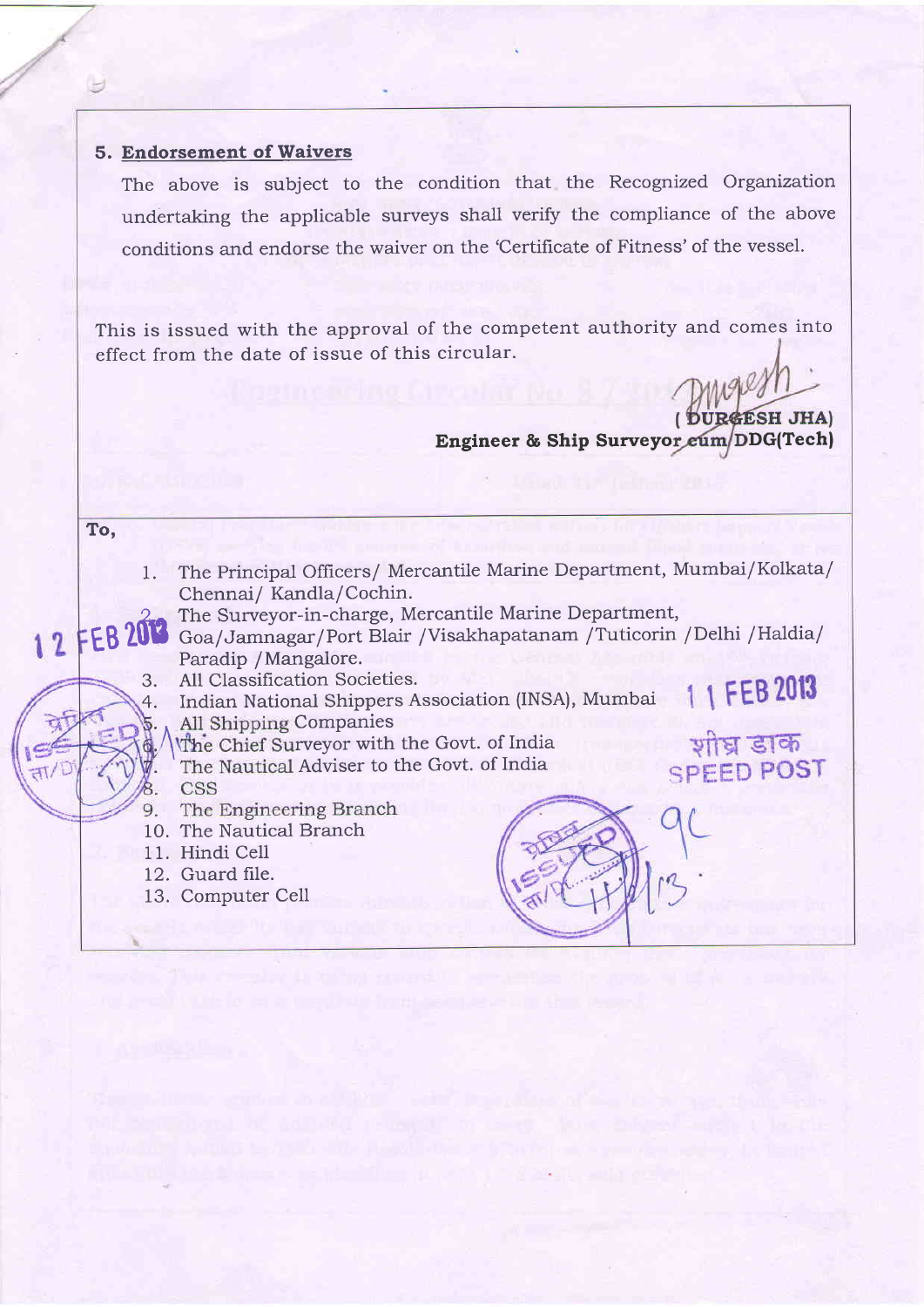## 5. Endorsement of Waivers

The above is subject to the condition that the Recognized Organization undertaking the applicable surveys shall verify the compliance of the above conditions and endorse the waiver on the 'Certificate of Fitness' of the vessel.

This is issued with the approval of the competent authority and comes into effect from the date of issue of this circular.

( DURGESH JHA)
**Engineer & Ship Surveyor cum DDG(Tech)**

To,

1. The Principal Officers/ Mercantile Marine Department, Mumbai/Kolkata/ Chennai/ Kandla/Cochin.
2. The Surveyor-in-charge, Mercantile Marine Department, Goa/Jamnagar/Port Blair /Visakhapatanam /Tuticorin /Delhi /Haldia/ Paradip /Mangalore.
3. All Classification Societies.
4. Indian National Shippers Association (INSA), Mumbai
5. All Shipping Companies
6. The Chief Surveyor with the Govt. of India
7. The Nautical Adviser to the Govt. of India
8. CSS
9. The Engineering Branch
10. The Nautical Branch
11. Hindi Cell
12. Guard file.
13. Computer Cell

12 FEB 2013

11 FEB 2013

शीघ्र डाक
SPEED POST